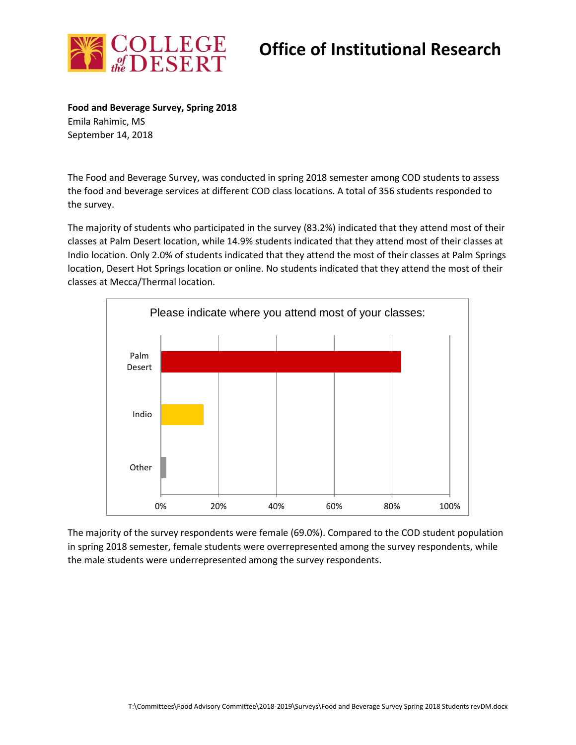# Office of Institutional Research

**Food and Beverage Survey, Spring 2018**
Emila Rahimic, MS
September 14, 2018

The Food and Beverage Survey, was conducted in spring 2018 semester among COD students to assess the food and beverage services at different COD class locations. A total of 356 students responded to the survey.

The majority of students who participated in the survey (83.2%) indicated that they attend most of their classes at Palm Desert location, while 14.9% students indicated that they attend most of their classes at Indio location. Only 2.0% of students indicated that they attend the most of their classes at Palm Springs location, Desert Hot Springs location or online. No students indicated that they attend the most of their classes at Mecca/Thermal location.

Please indicate where you attend most of your classes:

| Location | Percent |
|---|---|
| Palm Desert | 83.2% |
| Indio | 14.9% |
| Other | 2.0% |

The majority of the survey respondents were female (69.0%). Compared to the COD student population in spring 2018 semester, female students were overrepresented among the survey respondents, while the male students were underrepresented among the survey respondents.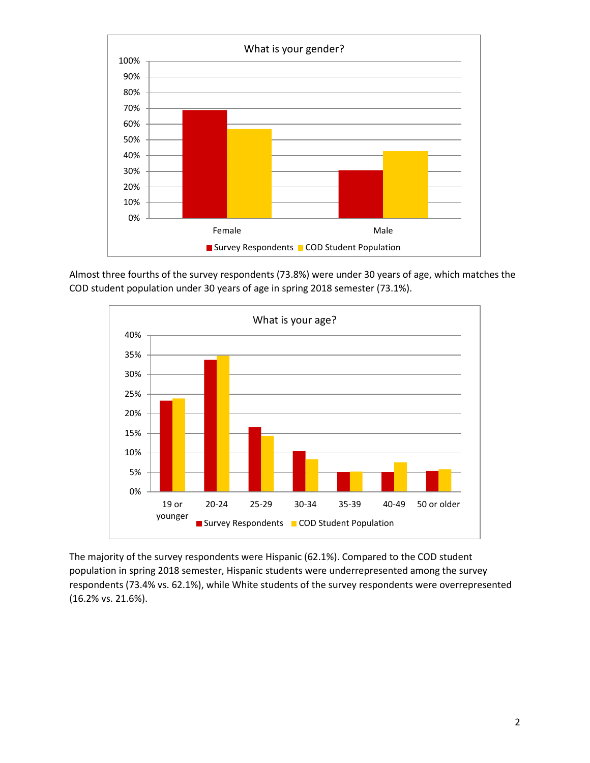What is your gender?

Almost three fourths of the survey respondents (73.8%) were under 30 years of age, which matches the COD student population under 30 years of age in spring 2018 semester (73.1%).

What is your age?

The majority of the survey respondents were Hispanic (62.1%). Compared to the COD student population in spring 2018 semester, Hispanic students were underrepresented among the survey respondents (73.4% vs. 62.1%), while White students of the survey respondents were overrepresented (16.2% vs. 21.6%).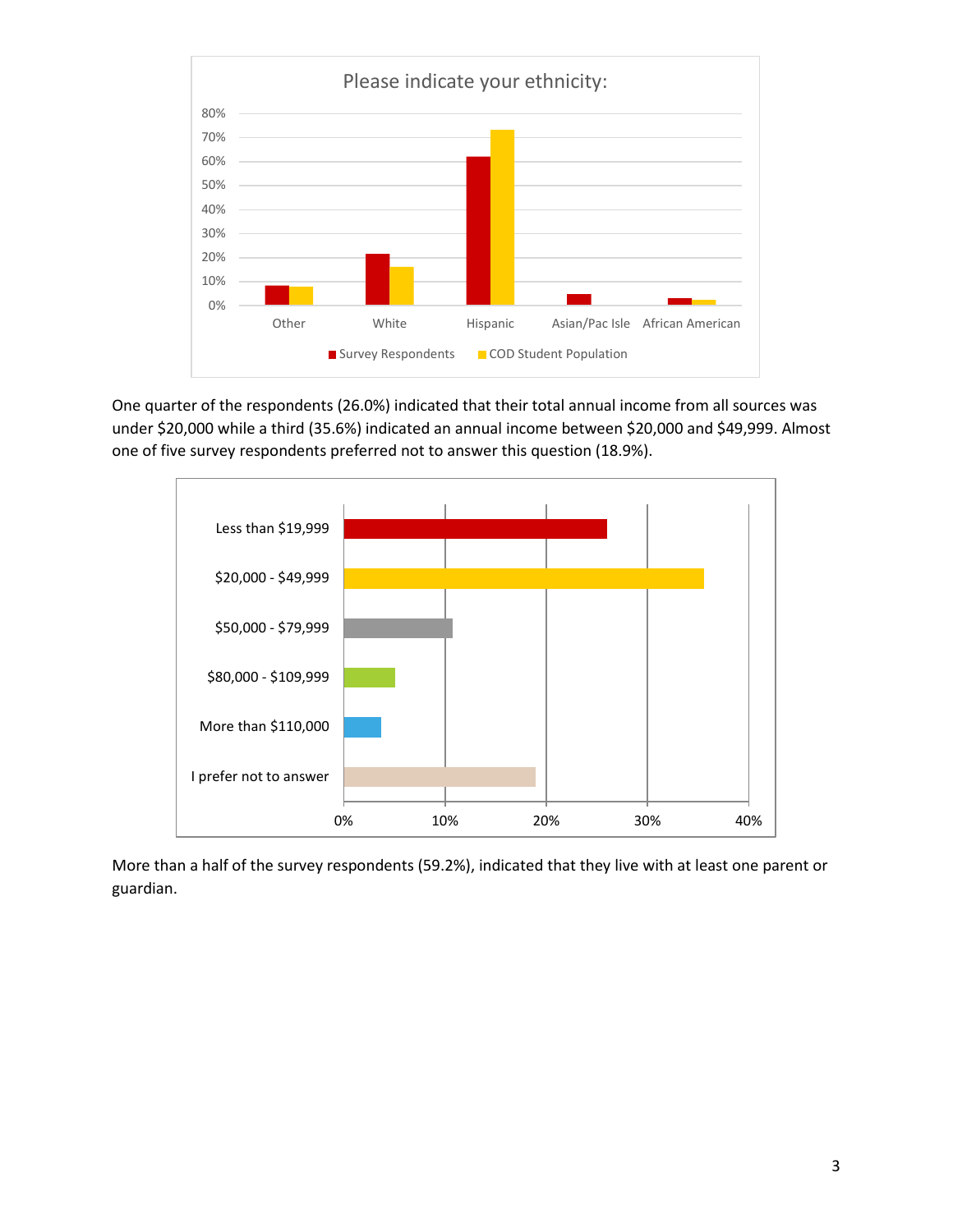Please indicate your ethnicity:

One quarter of the respondents (26.0%) indicated that their total annual income from all sources was under $20,000 while a third (35.6%) indicated an annual income between $20,000 and $49,999. Almost one of five survey respondents preferred not to answer this question (18.9%).

More than a half of the survey respondents (59.2%), indicated that they live with at least one parent or guardian.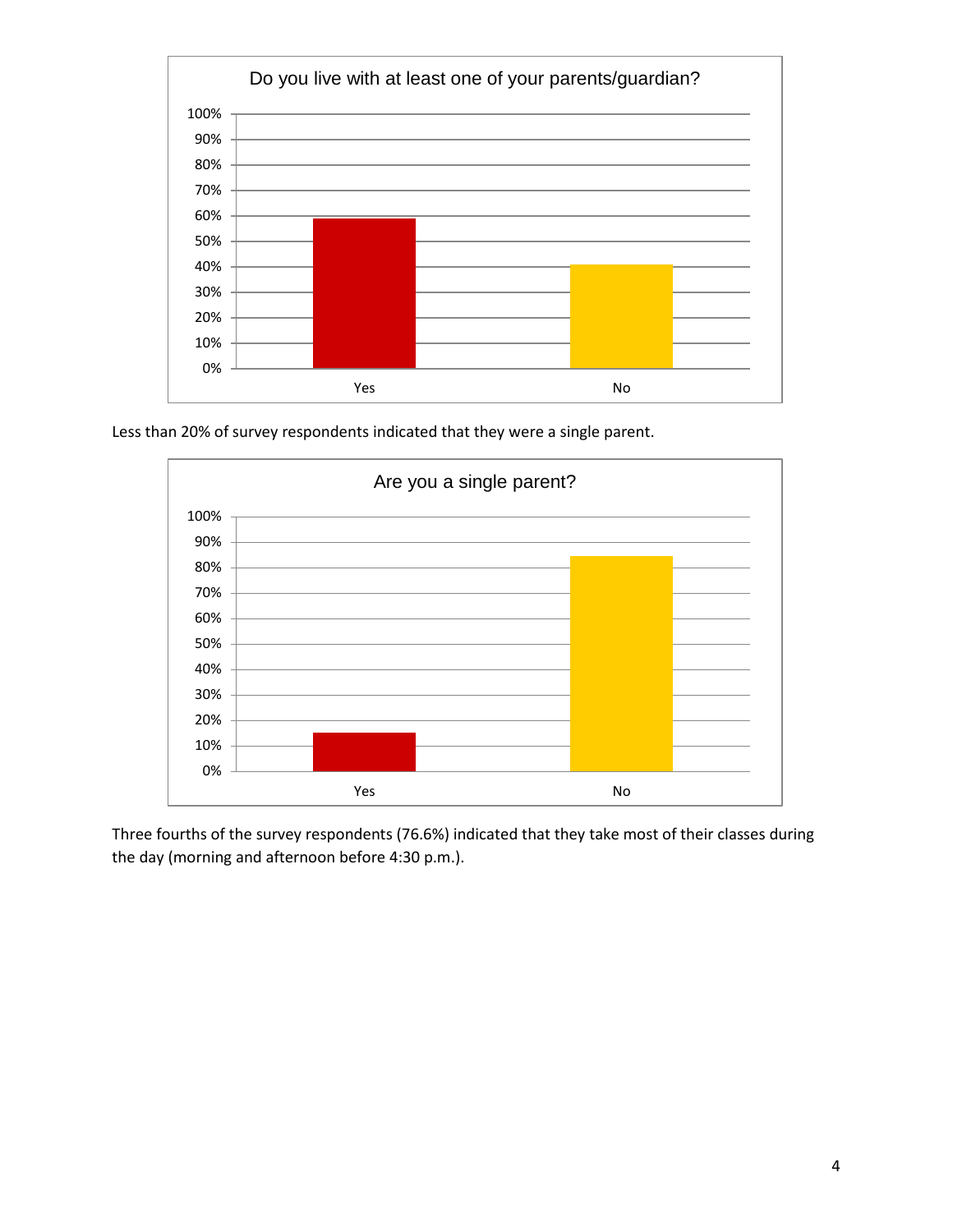Do you live with at least one of your parents/guardian?

Less than 20% of survey respondents indicated that they were a single parent.

Are you a single parent?

Three fourths of the survey respondents (76.6%) indicated that they take most of their classes during the day (morning and afternoon before 4:30 p.m.).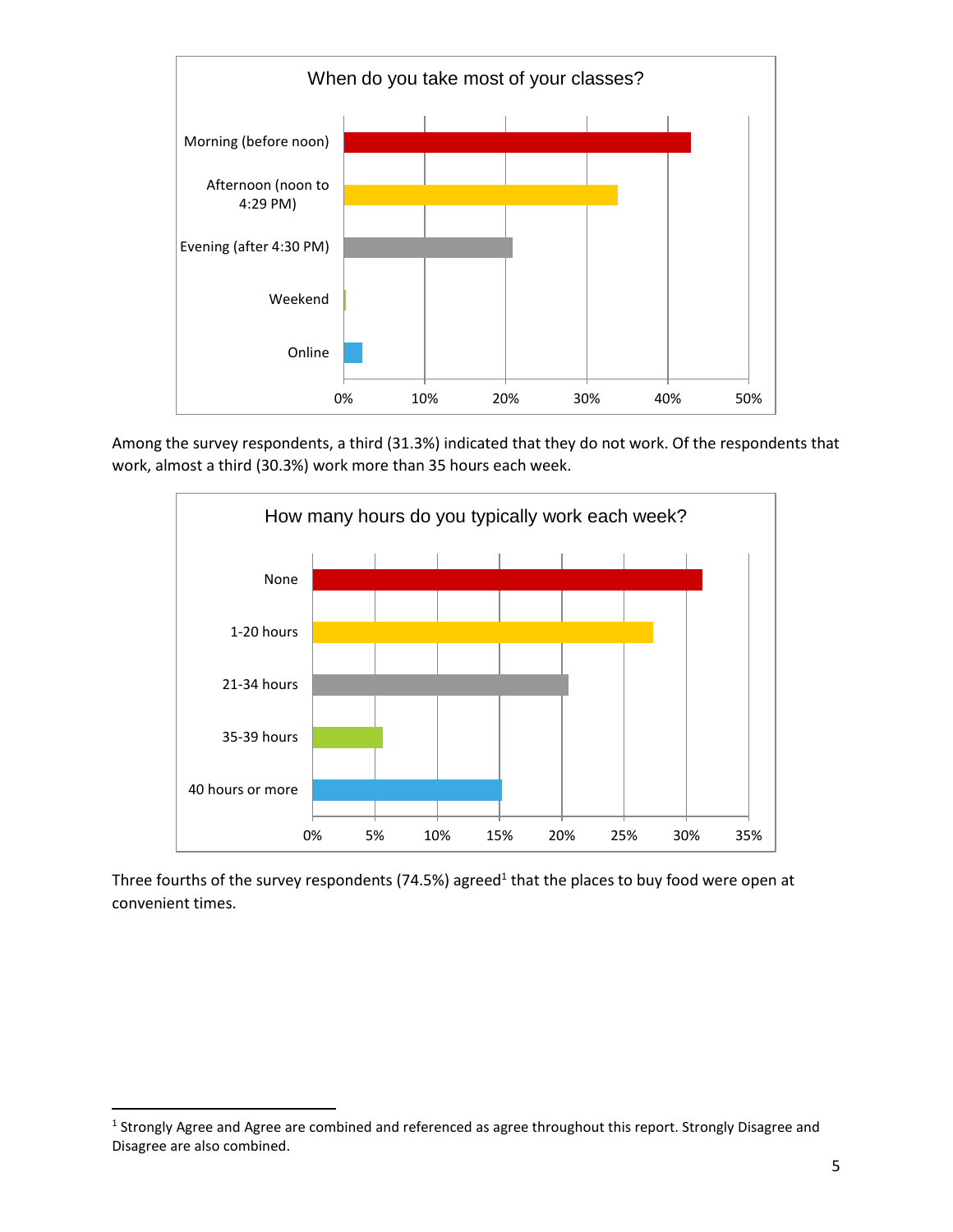When do you take most of your classes?

- Morning (before noon)
- Afternoon (noon to 4:29 PM)
- Evening (after 4:30 PM)
- Weekend
- Online

0% 10% 20% 30% 40% 50%

Among the survey respondents, a third (31.3%) indicated that they do not work. Of the respondents that work, almost a third (30.3%) work more than 35 hours each week.

How many hours do you typically work each week?

- None
- 1-20 hours
- 21-34 hours
- 35-39 hours
- 40 hours or more

0% 5% 10% 15% 20% 25% 30% 35%

Three fourths of the survey respondents (74.5%) agreed[1] that the places to buy food were open at convenient times.

---

[1] Strongly Agree and Agree are combined and referenced as agree throughout this report. Strongly Disagree and Disagree are also combined.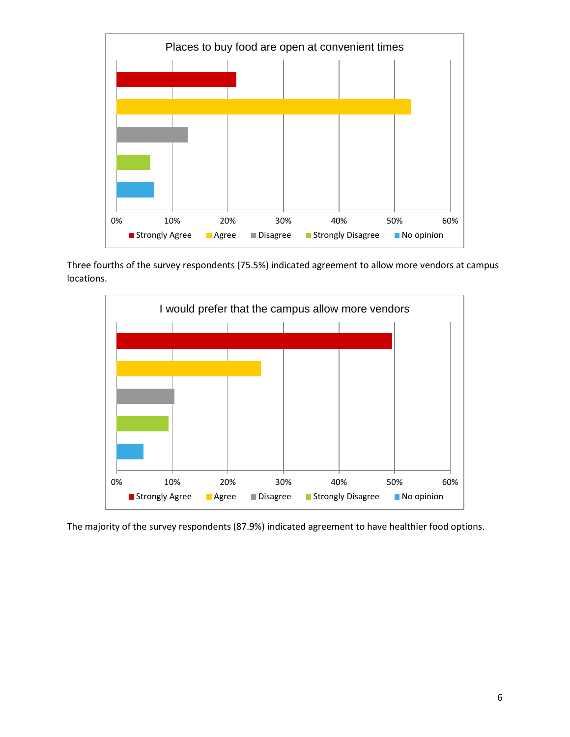**Places to buy food are open at convenient times**

(Bar chart: Strongly Agree, Agree, Disagree, Strongly Disagree, No opinion; axis 0%–60%)

Three fourths of the survey respondents (75.5%) indicated agreement to allow more vendors at campus locations.

**I would prefer that the campus allow more vendors**

(Bar chart: Strongly Agree, Agree, Disagree, Strongly Disagree, No opinion; axis 0%–60%)

The majority of the survey respondents (87.9%) indicated agreement to have healthier food options.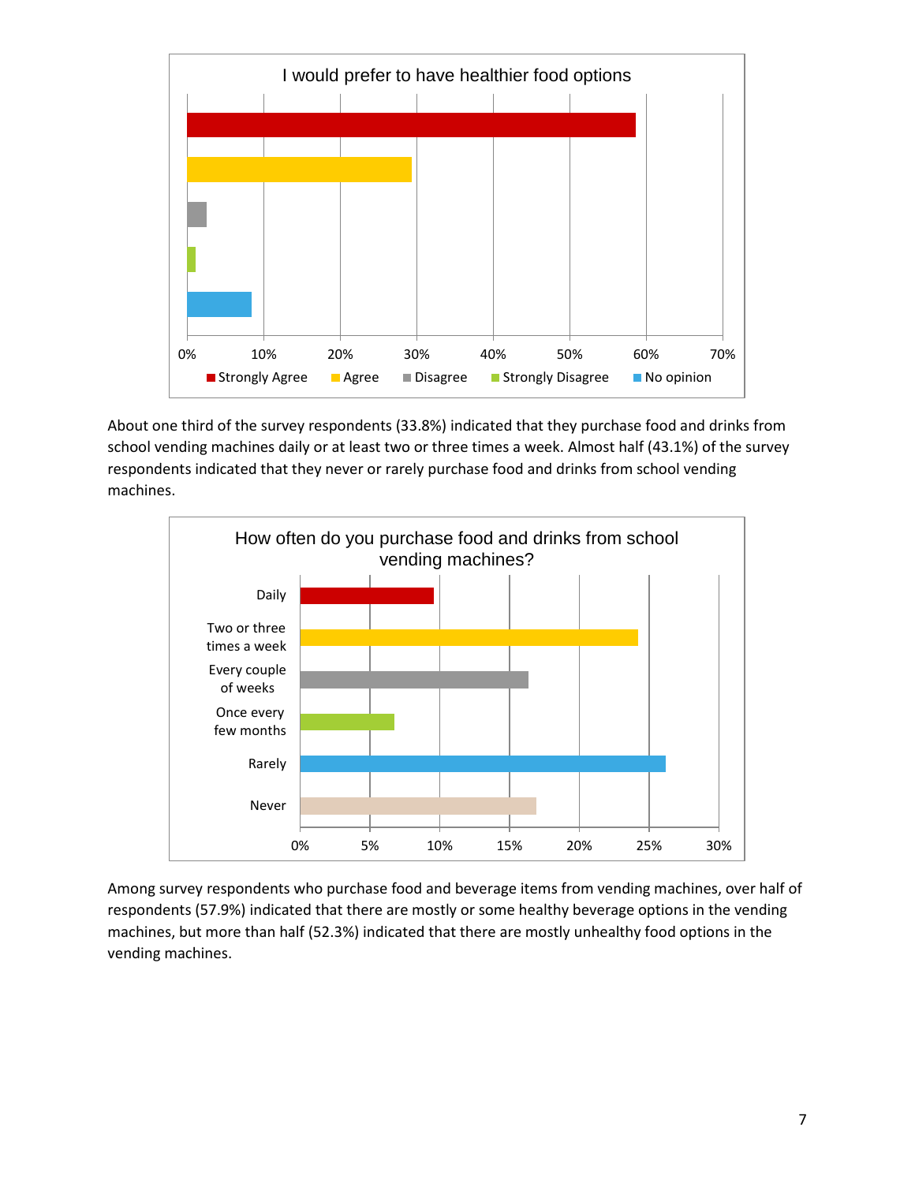**I would prefer to have healthier food options**

- Strongly Agree
- Agree
- Disagree
- Strongly Disagree
- No opinion

About one third of the survey respondents (33.8%) indicated that they purchase food and drinks from school vending machines daily or at least two or three times a week. Almost half (43.1%) of the survey respondents indicated that they never or rarely purchase food and drinks from school vending machines.

**How often do you purchase food and drinks from school vending machines?**

- Daily
- Two or three times a week
- Every couple of weeks
- Once every few months
- Rarely
- Never

Among survey respondents who purchase food and beverage items from vending machines, over half of respondents (57.9%) indicated that there are mostly or some healthy beverage options in the vending machines, but more than half (52.3%) indicated that there are mostly unhealthy food options in the vending machines.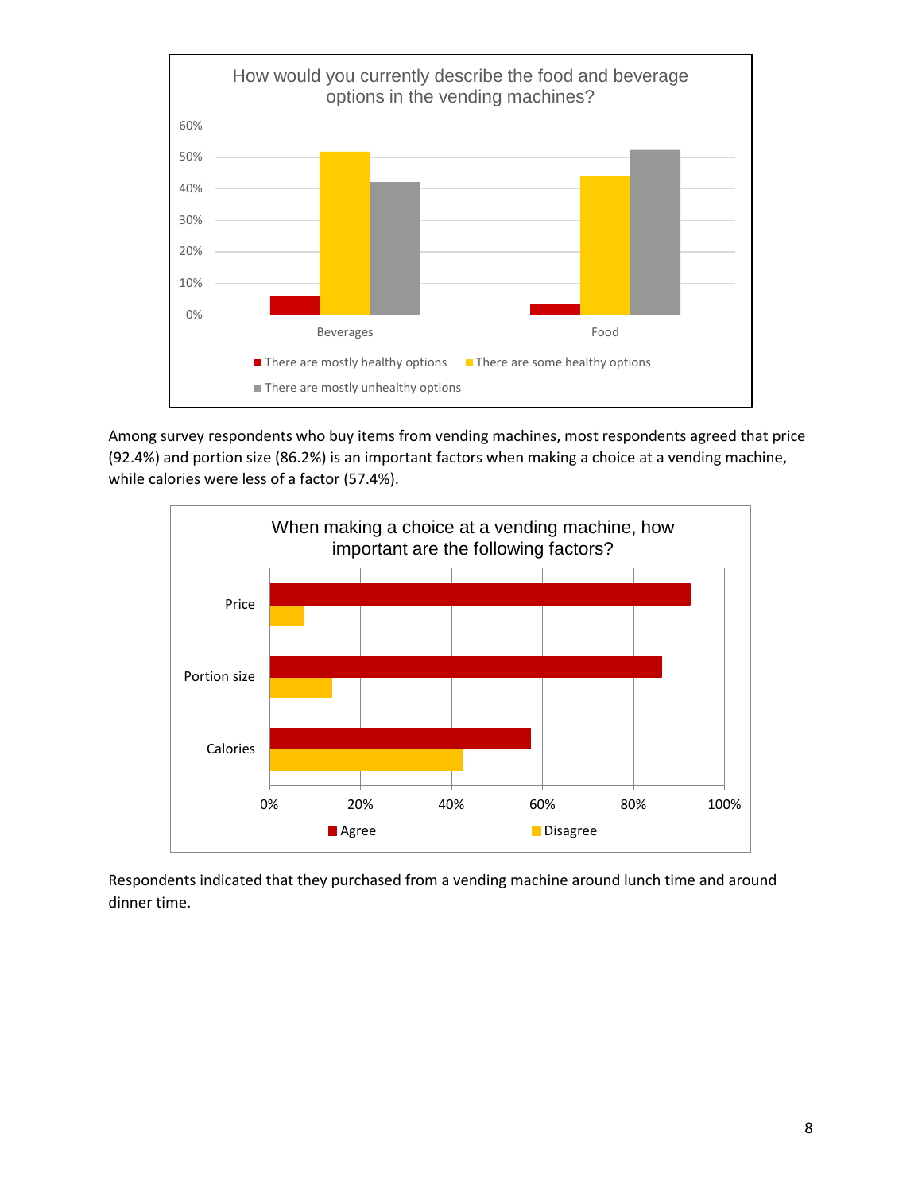Among survey respondents who buy items from vending machines, most respondents agreed that price (92.4%) and portion size (86.2%) is an important factors when making a choice at a vending machine, while calories were less of a factor (57.4%).

Respondents indicated that they purchased from a vending machine around lunch time and around dinner time.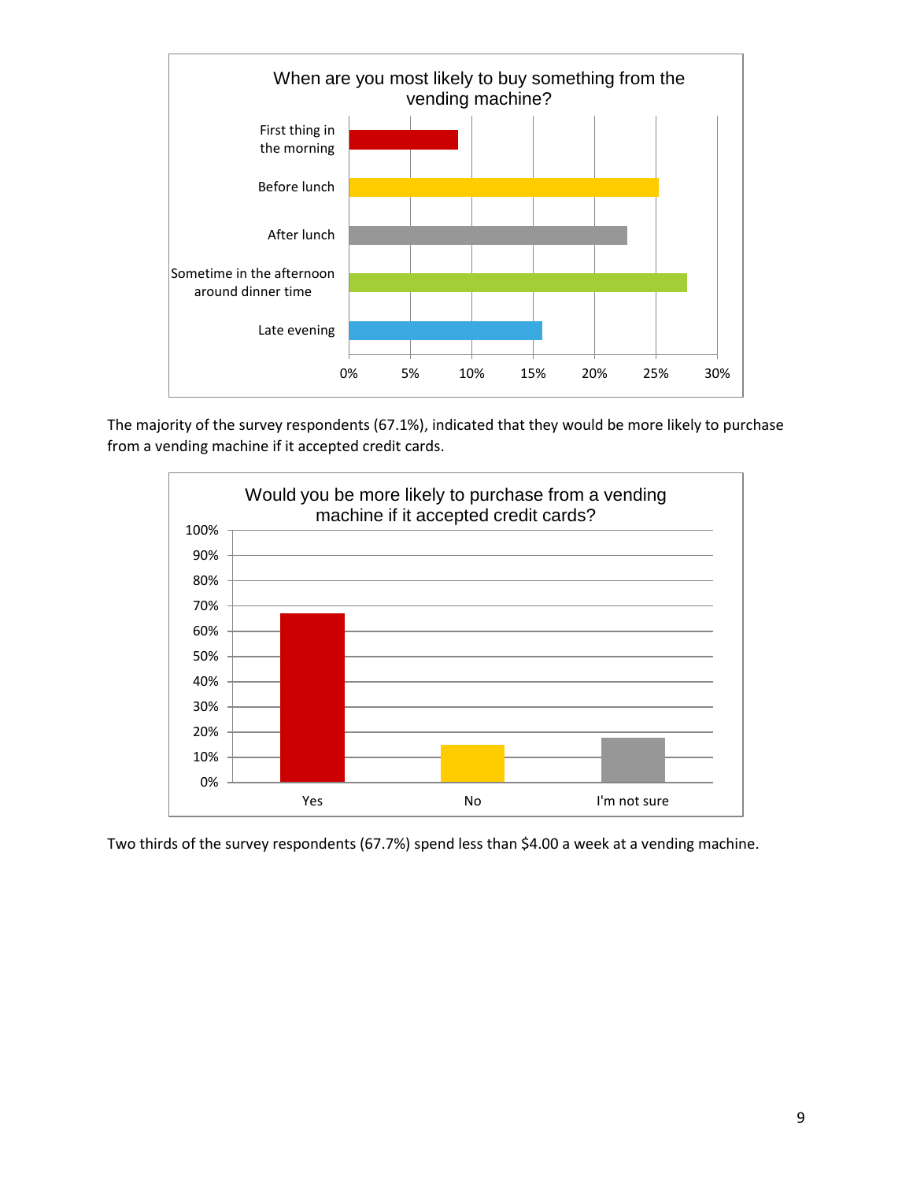**When are you most likely to buy something from the vending machine?**

| Response | Approximate % |
|---|---|
| First thing in the morning | ~9% |
| Before lunch | ~25% |
| After lunch | ~23% |
| Sometime in the afternoon around dinner time | ~28% |
| Late evening | ~16% |

The majority of the survey respondents (67.1%), indicated that they would be more likely to purchase from a vending machine if it accepted credit cards.

**Would you be more likely to purchase from a vending machine if it accepted credit cards?**

| Response | Approximate % |
|---|---|
| Yes | 67.1% |
| No | ~15% |
| I'm not sure | ~18% |

Two thirds of the survey respondents (67.7%) spend less than $4.00 a week at a vending machine.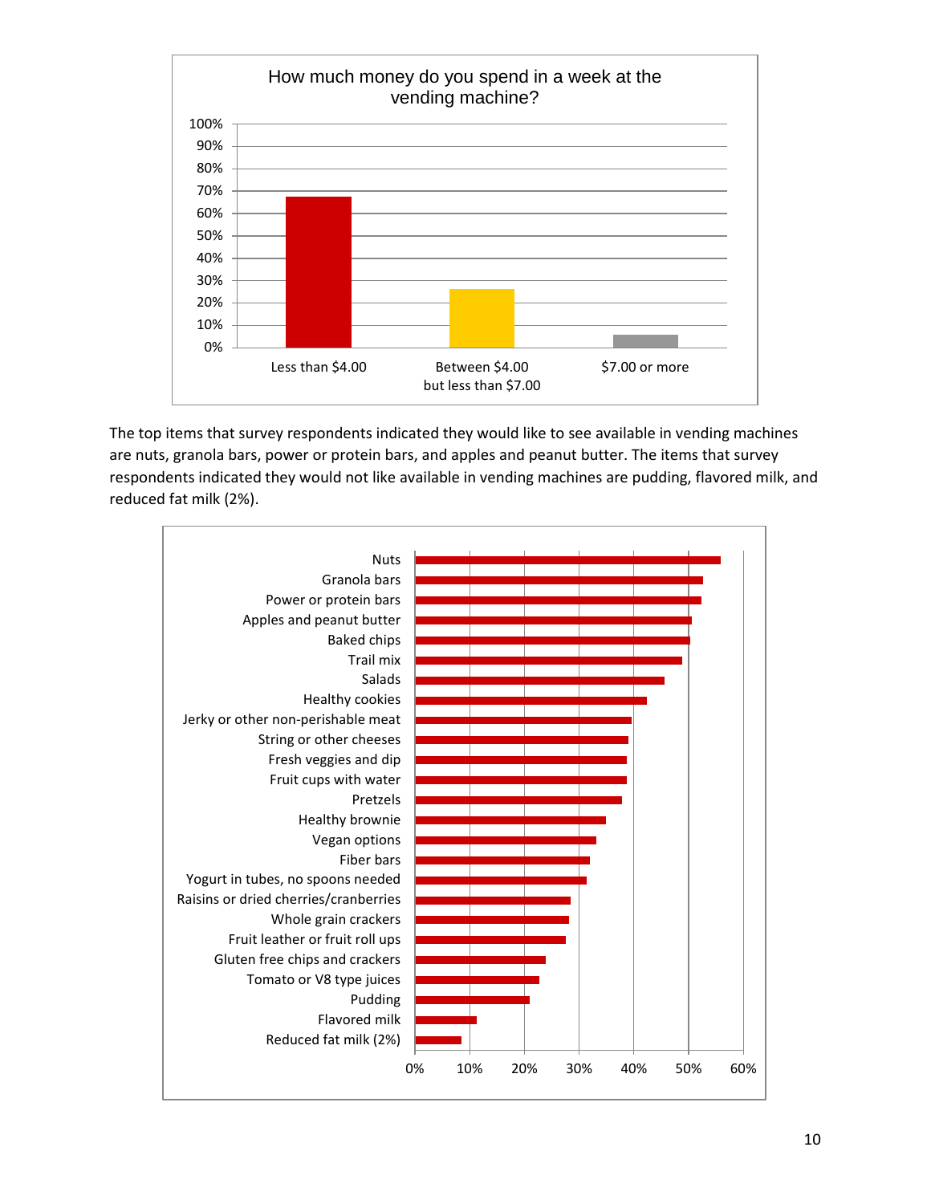**How much money do you spend in a week at the vending machine?**

| Response | Percentage |
|---|---|
| Less than $4.00 | ~67% |
| Between $4.00 but less than $7.00 | ~26% |
| $7.00 or more | ~6% |

The top items that survey respondents indicated they would like to see available in vending machines are nuts, granola bars, power or protein bars, and apples and peanut butter. The items that survey respondents indicated they would not like available in vending machines are pudding, flavored milk, and reduced fat milk (2%).

| Item | Percentage |
|---|---|
| Nuts | ~56% |
| Granola bars | ~53% |
| Power or protein bars | ~52% |
| Apples and peanut butter | ~51% |
| Baked chips | ~50% |
| Trail mix | ~49% |
| Salads | ~46% |
| Healthy cookies | ~42% |
| Jerky or other non-perishable meat | ~40% |
| String or other cheeses | ~39% |
| Fresh veggies and dip | ~39% |
| Fruit cups with water | ~39% |
| Pretzels | ~38% |
| Healthy brownie | ~35% |
| Vegan options | ~33% |
| Fiber bars | ~32% |
| Yogurt in tubes, no spoons needed | ~31% |
| Raisins or dried cherries/cranberries | ~28% |
| Whole grain crackers | ~28% |
| Fruit leather or fruit roll ups | ~28% |
| Gluten free chips and crackers | ~24% |
| Tomato or V8 type juices | ~23% |
| Pudding | ~21% |
| Flavored milk | ~11% |
| Reduced fat milk (2%) | ~8% |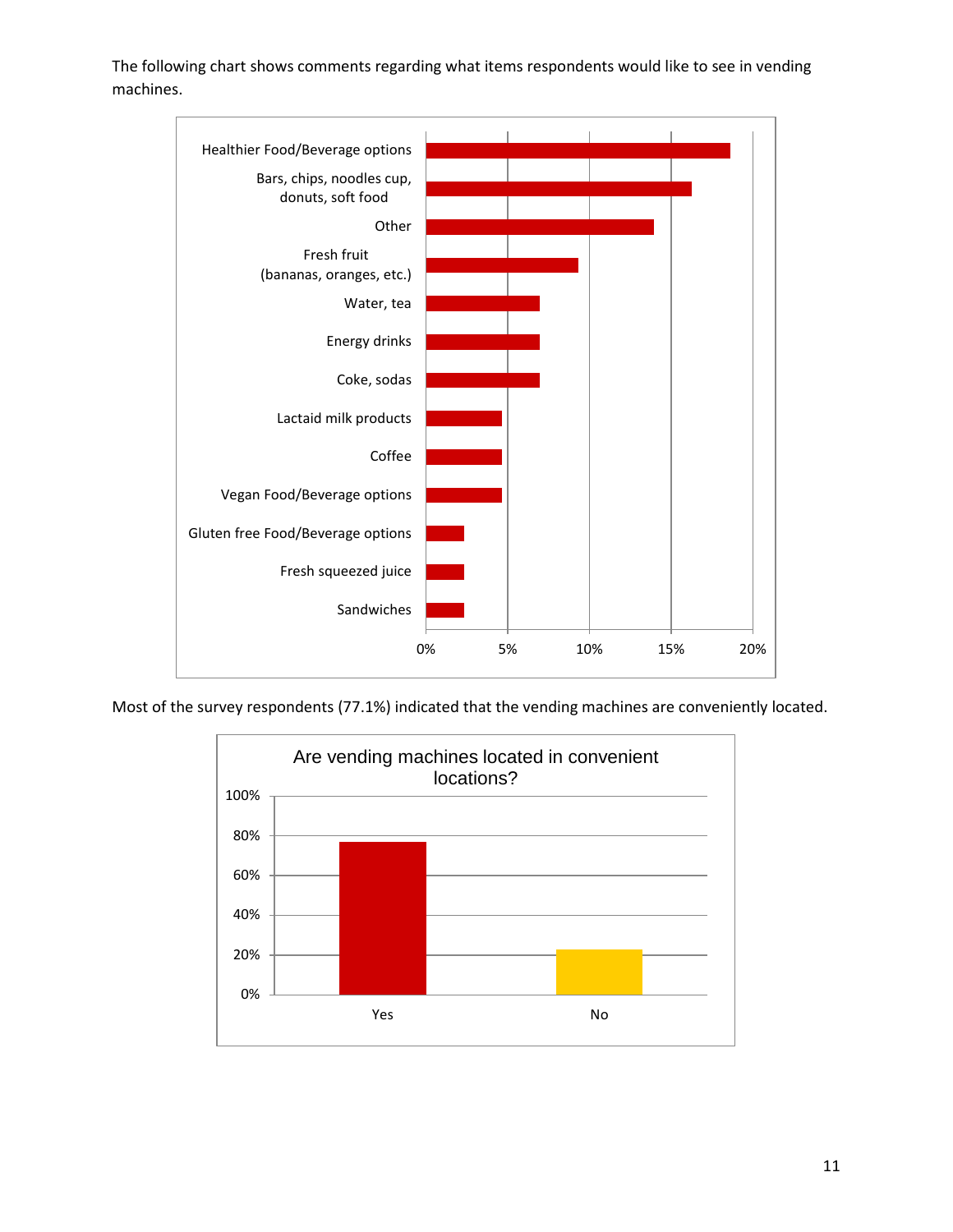The following chart shows comments regarding what items respondents would like to see in vending machines.

Healthier Food/Beverage options
Bars, chips, noodles cup, donuts, soft food
Other
Fresh fruit (bananas, oranges, etc.)
Water, tea
Energy drinks
Coke, sodas
Lactaid milk products
Coffee
Vegan Food/Beverage options
Gluten free Food/Beverage options
Fresh squeezed juice
Sandwiches

0% 5% 10% 15% 20%

Most of the survey respondents (77.1%) indicated that the vending machines are conveniently located.

Are vending machines located in convenient locations?

100%
80%
60%
40%
20%
0%

Yes No